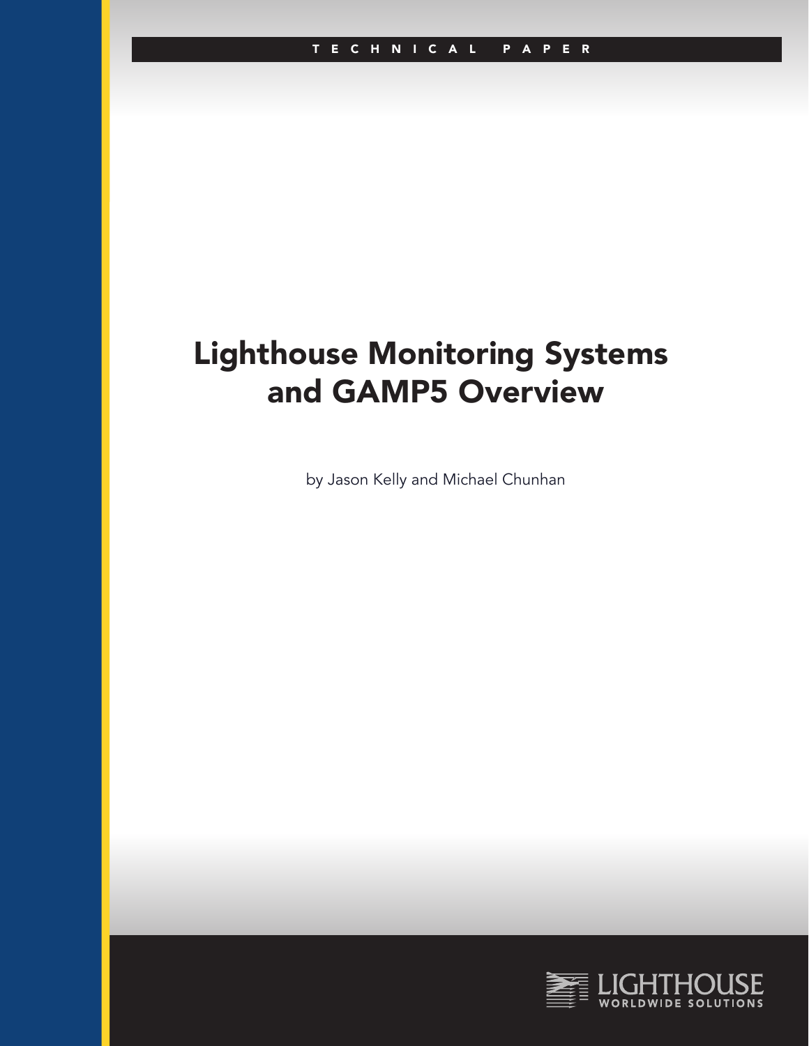TECHNICAL PAPER

# Lighthouse Monitoring Systems and GAMP5 Overview

by Jason Kelly and Michael Chunhan

LIGHTHOUSE WORLDWIDE SOLUTIONS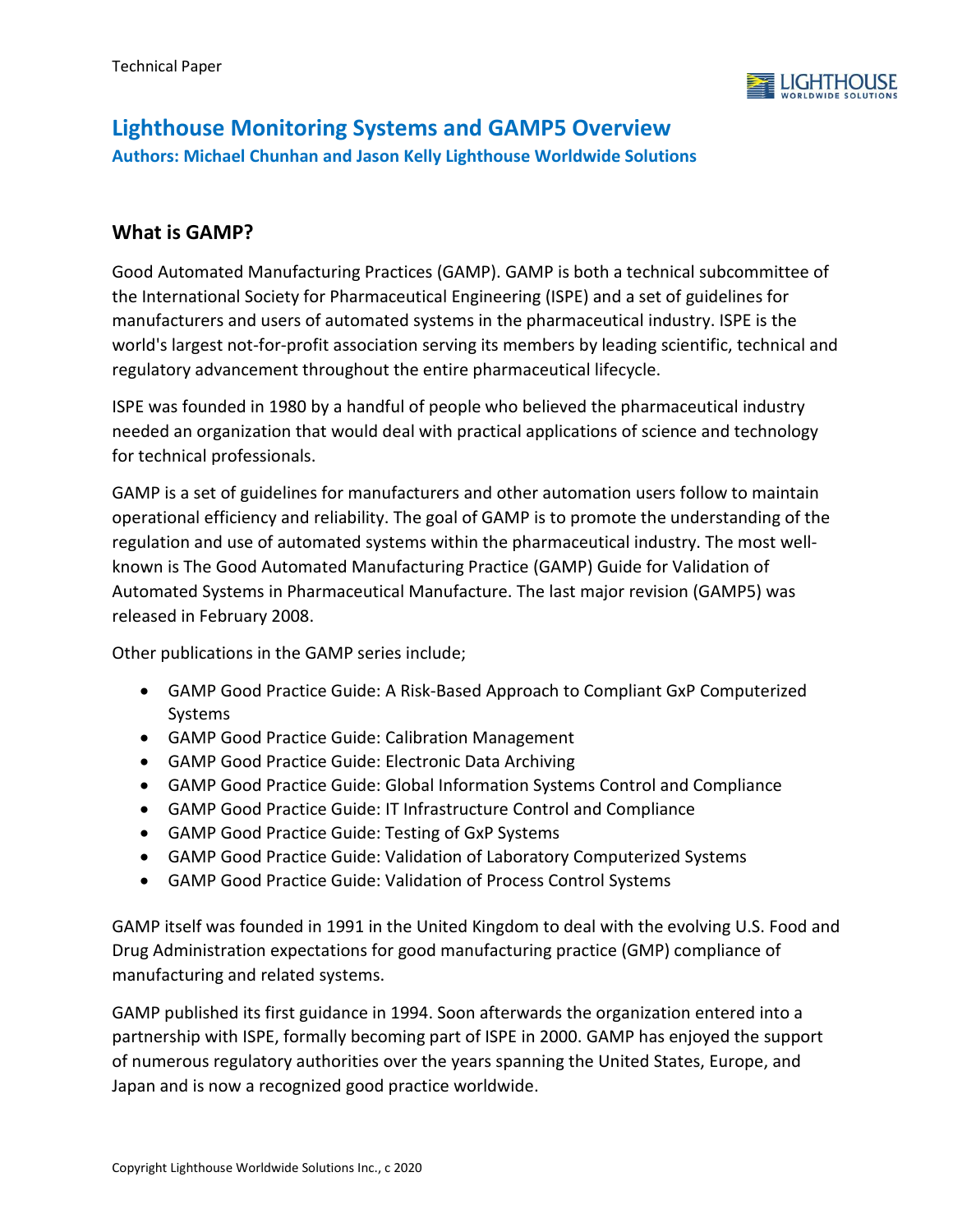# Lighthouse Monitoring Systems and GAMP5 Overview

**Authors: Michael Chunhan and Jason Kelly Lighthouse Worldwide Solutions**

## What is GAMP?

Good Automated Manufacturing Practices (GAMP). GAMP is both a technical subcommittee of the International Society for Pharmaceutical Engineering (ISPE) and a set of guidelines for manufacturers and users of automated systems in the pharmaceutical industry. ISPE is the world's largest not-for-profit association serving its members by leading scientific, technical and regulatory advancement throughout the entire pharmaceutical lifecycle.

ISPE was founded in 1980 by a handful of people who believed the pharmaceutical industry needed an organization that would deal with practical applications of science and technology for technical professionals.

GAMP is a set of guidelines for manufacturers and other automation users follow to maintain operational efficiency and reliability. The goal of GAMP is to promote the understanding of the regulation and use of automated systems within the pharmaceutical industry. The most well-known is The Good Automated Manufacturing Practice (GAMP) Guide for Validation of Automated Systems in Pharmaceutical Manufacture. The last major revision (GAMP5) was released in February 2008.

Other publications in the GAMP series include;

- GAMP Good Practice Guide: A Risk-Based Approach to Compliant GxP Computerized Systems
- GAMP Good Practice Guide: Calibration Management
- GAMP Good Practice Guide: Electronic Data Archiving
- GAMP Good Practice Guide: Global Information Systems Control and Compliance
- GAMP Good Practice Guide: IT Infrastructure Control and Compliance
- GAMP Good Practice Guide: Testing of GxP Systems
- GAMP Good Practice Guide: Validation of Laboratory Computerized Systems
- GAMP Good Practice Guide: Validation of Process Control Systems

GAMP itself was founded in 1991 in the United Kingdom to deal with the evolving U.S. Food and Drug Administration expectations for good manufacturing practice (GMP) compliance of manufacturing and related systems.

GAMP published its first guidance in 1994. Soon afterwards the organization entered into a partnership with ISPE, formally becoming part of ISPE in 2000. GAMP has enjoyed the support of numerous regulatory authorities over the years spanning the United States, Europe, and Japan and is now a recognized good practice worldwide.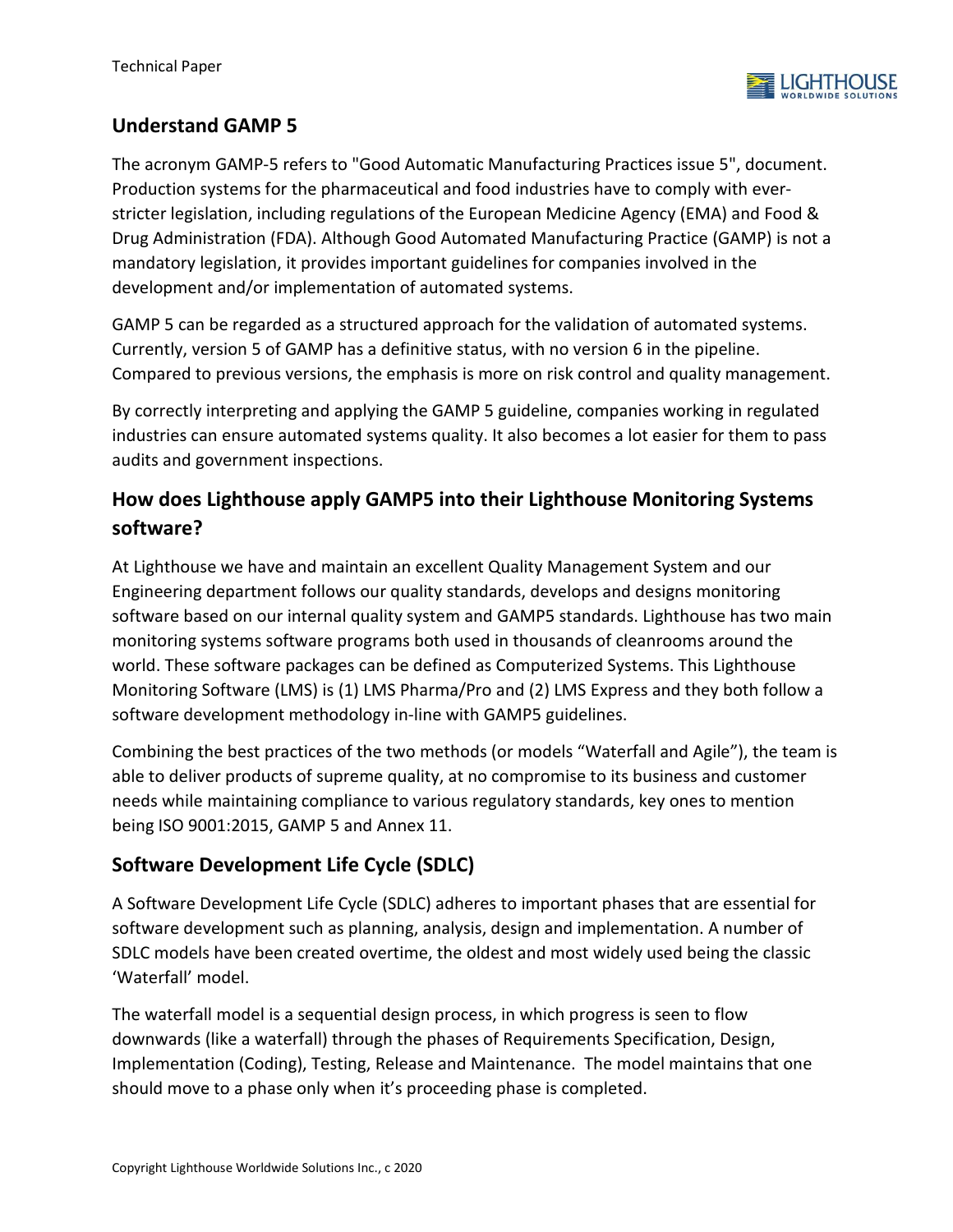## Understand GAMP 5

The acronym GAMP-5 refers to "Good Automatic Manufacturing Practices issue 5", document. Production systems for the pharmaceutical and food industries have to comply with ever-stricter legislation, including regulations of the European Medicine Agency (EMA) and Food & Drug Administration (FDA). Although Good Automated Manufacturing Practice (GAMP) is not a mandatory legislation, it provides important guidelines for companies involved in the development and/or implementation of automated systems.

GAMP 5 can be regarded as a structured approach for the validation of automated systems. Currently, version 5 of GAMP has a definitive status, with no version 6 in the pipeline. Compared to previous versions, the emphasis is more on risk control and quality management.

By correctly interpreting and applying the GAMP 5 guideline, companies working in regulated industries can ensure automated systems quality. It also becomes a lot easier for them to pass audits and government inspections.

## How does Lighthouse apply GAMP5 into their Lighthouse Monitoring Systems software?

At Lighthouse we have and maintain an excellent Quality Management System and our Engineering department follows our quality standards, develops and designs monitoring software based on our internal quality system and GAMP5 standards. Lighthouse has two main monitoring systems software programs both used in thousands of cleanrooms around the world. These software packages can be defined as Computerized Systems. This Lighthouse Monitoring Software (LMS) is (1) LMS Pharma/Pro and (2) LMS Express and they both follow a software development methodology in-line with GAMP5 guidelines.

Combining the best practices of the two methods (or models "Waterfall and Agile"), the team is able to deliver products of supreme quality, at no compromise to its business and customer needs while maintaining compliance to various regulatory standards, key ones to mention being ISO 9001:2015, GAMP 5 and Annex 11.

## Software Development Life Cycle (SDLC)

A Software Development Life Cycle (SDLC) adheres to important phases that are essential for software development such as planning, analysis, design and implementation. A number of SDLC models have been created overtime, the oldest and most widely used being the classic 'Waterfall' model.

The waterfall model is a sequential design process, in which progress is seen to flow downwards (like a waterfall) through the phases of Requirements Specification, Design, Implementation (Coding), Testing, Release and Maintenance. The model maintains that one should move to a phase only when it's proceeding phase is completed.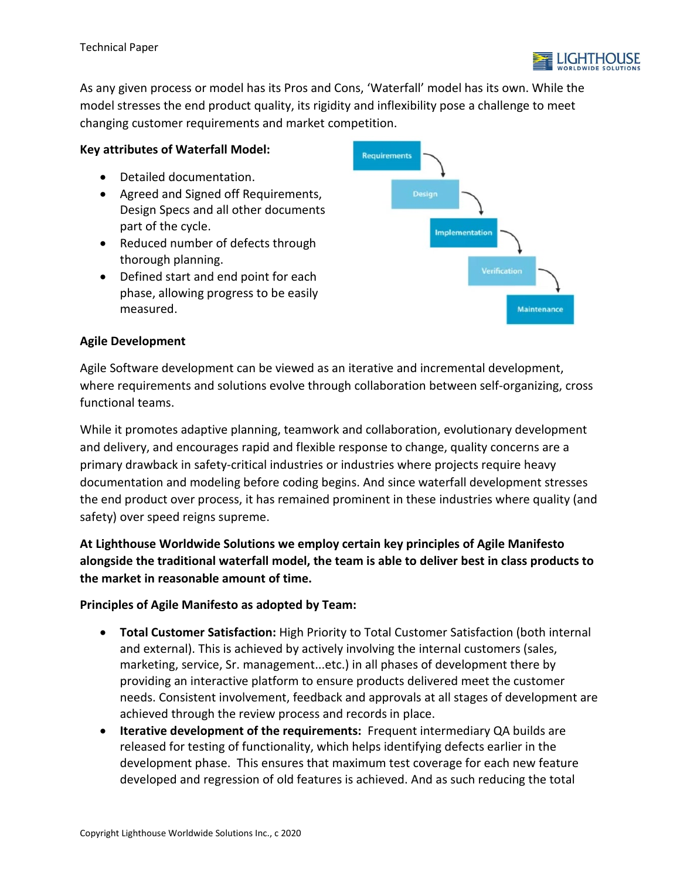As any given process or model has its Pros and Cons, 'Waterfall' model has its own. While the model stresses the end product quality, its rigidity and inflexibility pose a challenge to meet changing customer requirements and market competition.

**Key attributes of Waterfall Model:**

- Detailed documentation.
- Agreed and Signed off Requirements, Design Specs and all other documents part of the cycle.
- Reduced number of defects through thorough planning.
- Defined start and end point for each phase, allowing progress to be easily measured.

Requirements → Design → Implementation → Verification → Maintenance

**Agile Development**

Agile Software development can be viewed as an iterative and incremental development, where requirements and solutions evolve through collaboration between self-organizing, cross functional teams.

While it promotes adaptive planning, teamwork and collaboration, evolutionary development and delivery, and encourages rapid and flexible response to change, quality concerns are a primary drawback in safety-critical industries or industries where projects require heavy documentation and modeling before coding begins. And since waterfall development stresses the end product over process, it has remained prominent in these industries where quality (and safety) over speed reigns supreme.

**At Lighthouse Worldwide Solutions we employ certain key principles of Agile Manifesto alongside the traditional waterfall model, the team is able to deliver best in class products to the market in reasonable amount of time.**

**Principles of Agile Manifesto as adopted by Team:**

- **Total Customer Satisfaction:** High Priority to Total Customer Satisfaction (both internal and external). This is achieved by actively involving the internal customers (sales, marketing, service, Sr. management...etc.) in all phases of development there by providing an interactive platform to ensure products delivered meet the customer needs. Consistent involvement, feedback and approvals at all stages of development are achieved through the review process and records in place.
- **Iterative development of the requirements:** Frequent intermediary QA builds are released for testing of functionality, which helps identifying defects earlier in the development phase. This ensures that maximum test coverage for each new feature developed and regression of old features is achieved. And as such reducing the total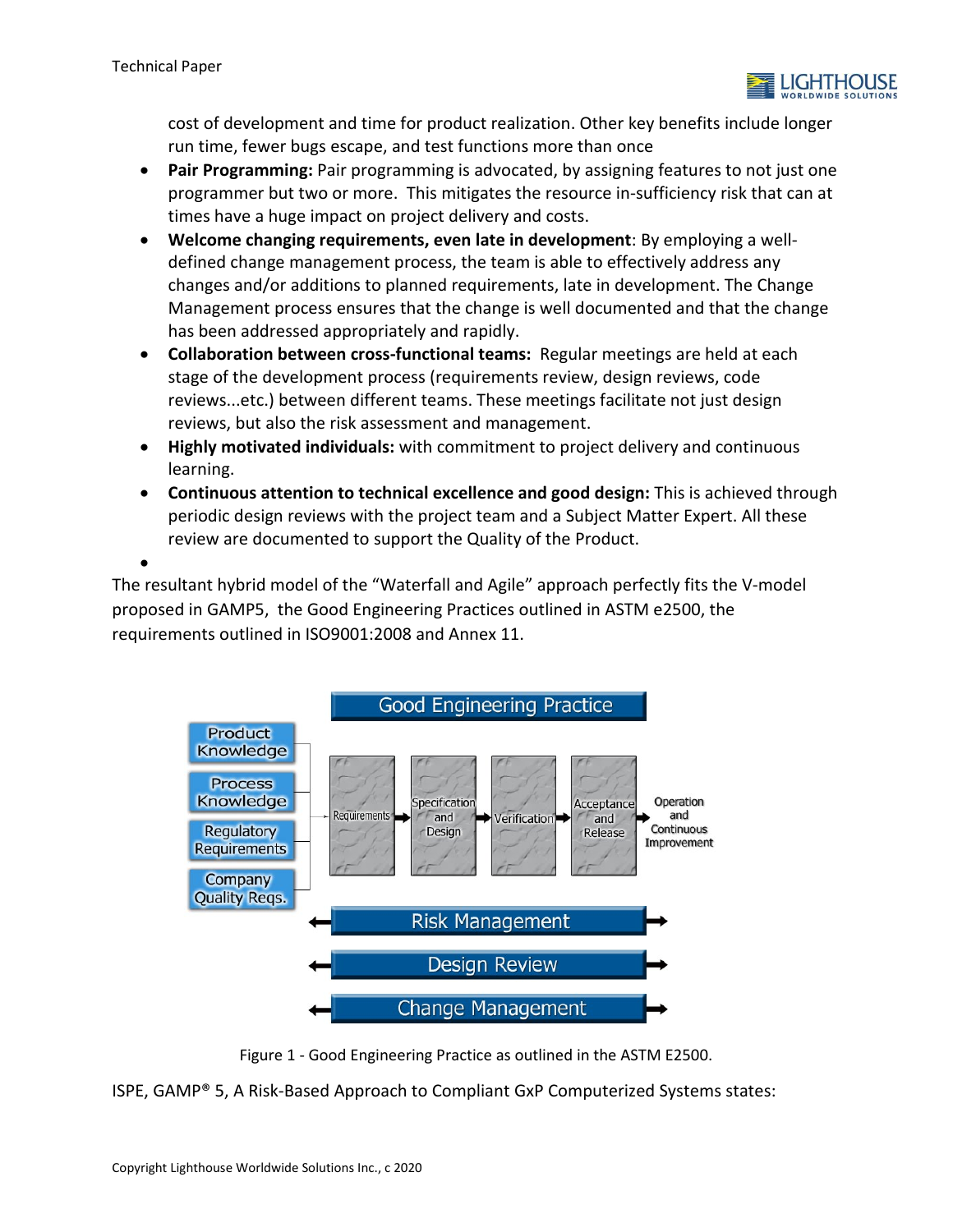cost of development and time for product realization. Other key benefits include longer run time, fewer bugs escape, and test functions more than once

- **Pair Programming:** Pair programming is advocated, by assigning features to not just one programmer but two or more. This mitigates the resource in-sufficiency risk that can at times have a huge impact on project delivery and costs.
- **Welcome changing requirements, even late in development**: By employing a well-defined change management process, the team is able to effectively address any changes and/or additions to planned requirements, late in development. The Change Management process ensures that the change is well documented and that the change has been addressed appropriately and rapidly.
- **Collaboration between cross-functional teams:** Regular meetings are held at each stage of the development process (requirements review, design reviews, code reviews...etc.) between different teams. These meetings facilitate not just design reviews, but also the risk assessment and management.
- **Highly motivated individuals:** with commitment to project delivery and continuous learning.
- **Continuous attention to technical excellence and good design:** This is achieved through periodic design reviews with the project team and a Subject Matter Expert. All these review are documented to support the Quality of the Product.

The resultant hybrid model of the "Waterfall and Agile" approach perfectly fits the V-model proposed in GAMP5, the Good Engineering Practices outlined in ASTM e2500, the requirements outlined in ISO9001:2008 and Annex 11.

Good Engineering Practice

Product Knowledge | Process Knowledge | Regulatory Requirements | Company Quality Reqs.

Requirements → Specification and Design → Verification → Acceptance and Release → Operation and Continuous Improvement

Risk Management

Design Review

Change Management

Figure 1 - Good Engineering Practice as outlined in the ASTM E2500.

ISPE, GAMP® 5, A Risk-Based Approach to Compliant GxP Computerized Systems states: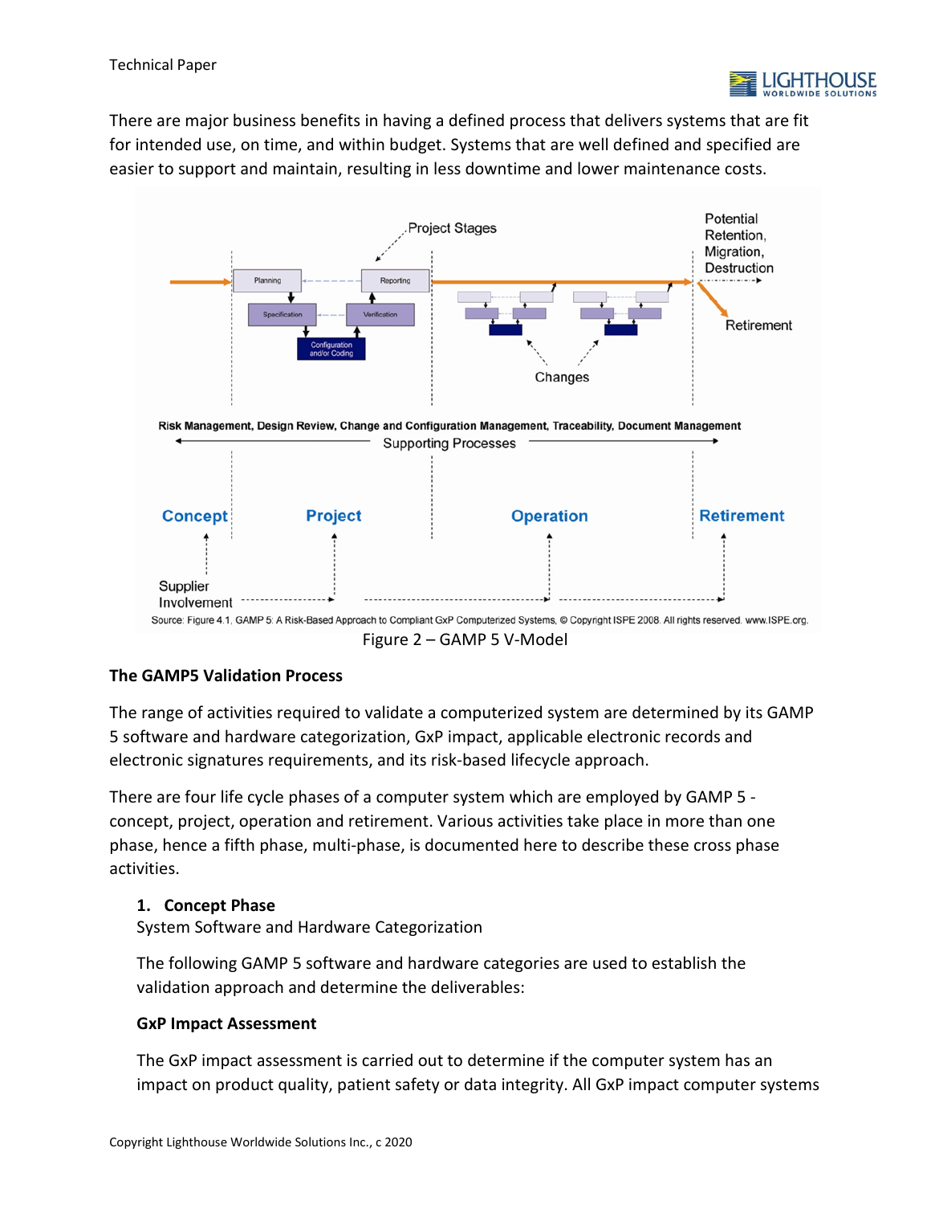There are major business benefits in having a defined process that delivers systems that are fit for intended use, on time, and within budget. Systems that are well defined and specified are easier to support and maintain, resulting in less downtime and lower maintenance costs.

Figure 2 – GAMP 5 V-Model

### The GAMP5 Validation Process

The range of activities required to validate a computerized system are determined by its GAMP 5 software and hardware categorization, GxP impact, applicable electronic records and electronic signatures requirements, and its risk-based lifecycle approach.

There are four life cycle phases of a computer system which are employed by GAMP 5 - concept, project, operation and retirement. Various activities take place in more than one phase, hence a fifth phase, multi-phase, is documented here to describe these cross phase activities.

1. **Concept Phase**

   System Software and Hardware Categorization

   The following GAMP 5 software and hardware categories are used to establish the validation approach and determine the deliverables:

   **GxP Impact Assessment**

   The GxP impact assessment is carried out to determine if the computer system has an impact on product quality, patient safety or data integrity. All GxP impact computer systems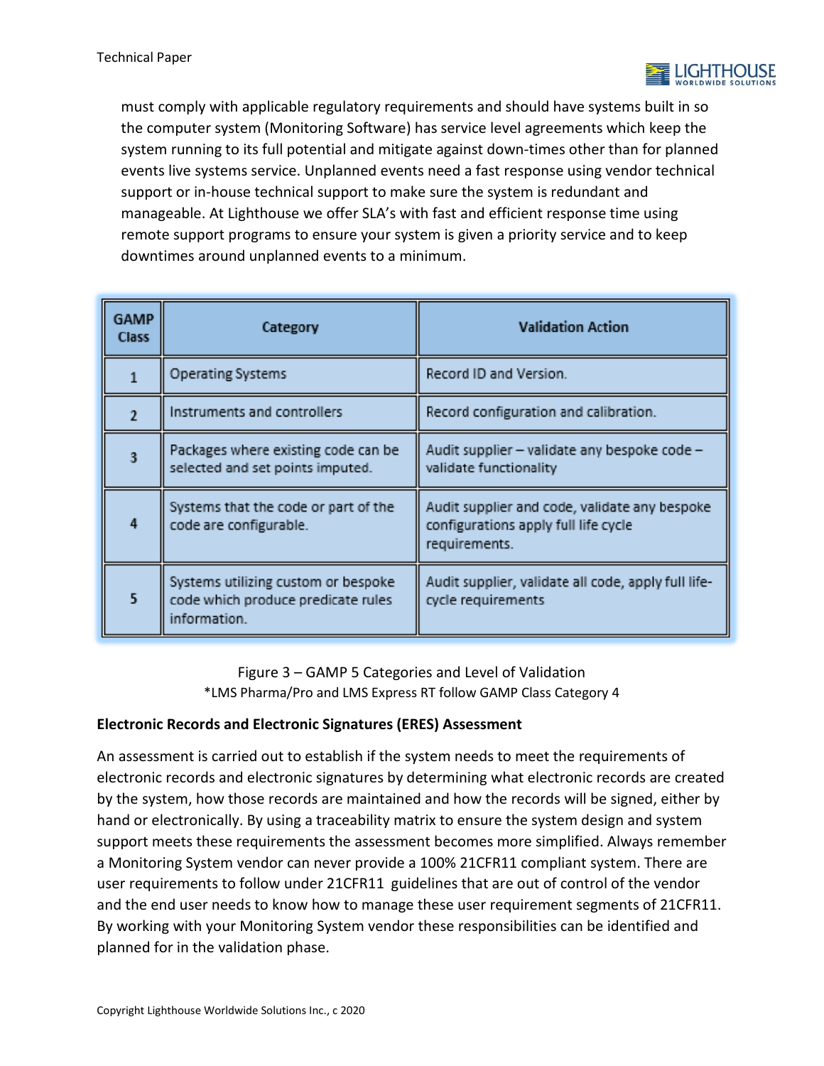must comply with applicable regulatory requirements and should have systems built in so the computer system (Monitoring Software) has service level agreements which keep the system running to its full potential and mitigate against down-times other than for planned events live systems service. Unplanned events need a fast response using vendor technical support or in-house technical support to make sure the system is redundant and manageable. At Lighthouse we offer SLA's with fast and efficient response time using remote support programs to ensure your system is given a priority service and to keep downtimes around unplanned events to a minimum.

| GAMP Class | Category | Validation Action |
|---|---|---|
| 1 | Operating Systems | Record ID and Version. |
| 2 | Instruments and controllers | Record configuration and calibration. |
| 3 | Packages where existing code can be selected and set points imputed. | Audit supplier – validate any bespoke code – validate functionality |
| 4 | Systems that the code or part of the code are configurable. | Audit supplier and code, validate any bespoke configurations apply full life cycle requirements. |
| 5 | Systems utilizing custom or bespoke code which produce predicate rules information. | Audit supplier, validate all code, apply full life-cycle requirements |

Figure 3 – GAMP 5 Categories and Level of Validation
*LMS Pharma/Pro and LMS Express RT follow GAMP Class Category 4

**Electronic Records and Electronic Signatures (ERES) Assessment**

An assessment is carried out to establish if the system needs to meet the requirements of electronic records and electronic signatures by determining what electronic records are created by the system, how those records are maintained and how the records will be signed, either by hand or electronically. By using a traceability matrix to ensure the system design and system support meets these requirements the assessment becomes more simplified. Always remember a Monitoring System vendor can never provide a 100% 21CFR11 compliant system. There are user requirements to follow under 21CFR11 guidelines that are out of control of the vendor and the end user needs to know how to manage these user requirement segments of 21CFR11. By working with your Monitoring System vendor these responsibilities can be identified and planned for in the validation phase.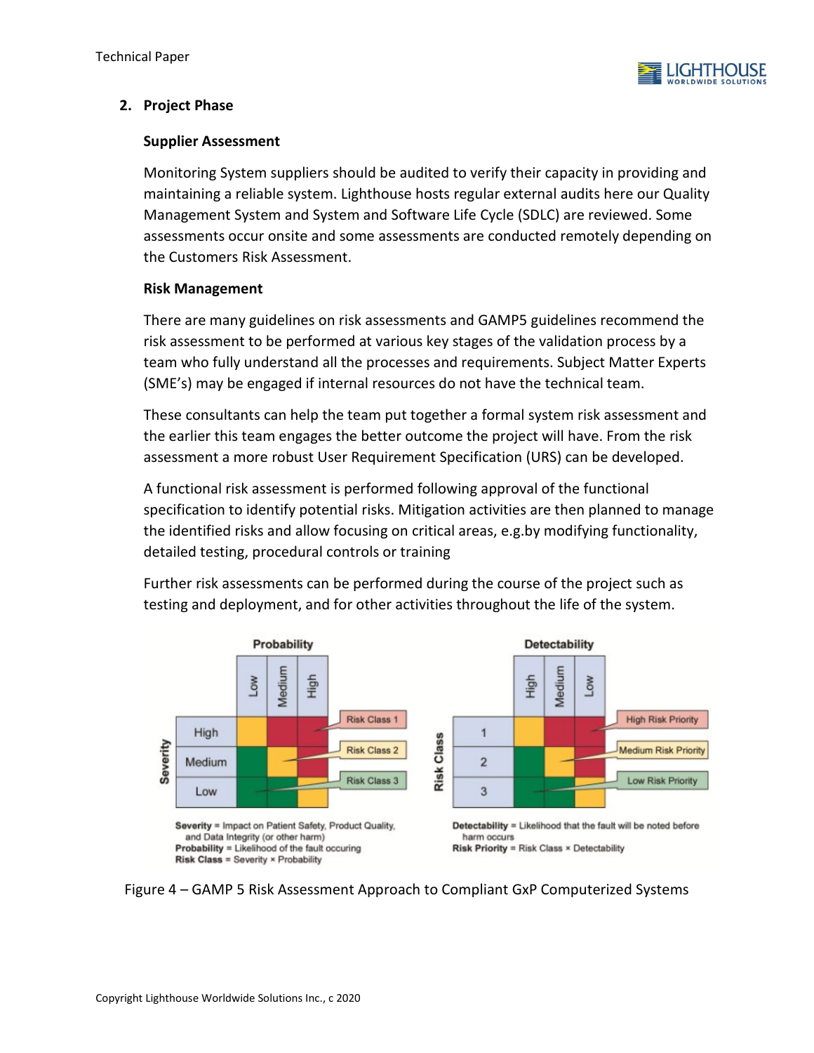## 2. Project Phase

### Supplier Assessment

Monitoring System suppliers should be audited to verify their capacity in providing and maintaining a reliable system. Lighthouse hosts regular external audits here our Quality Management System and System and Software Life Cycle (SDLC) are reviewed. Some assessments occur onsite and some assessments are conducted remotely depending on the Customers Risk Assessment.

### Risk Management

There are many guidelines on risk assessments and GAMP5 guidelines recommend the risk assessment to be performed at various key stages of the validation process by a team who fully understand all the processes and requirements. Subject Matter Experts (SME's) may be engaged if internal resources do not have the technical team.

These consultants can help the team put together a formal system risk assessment and the earlier this team engages the better outcome the project will have. From the risk assessment a more robust User Requirement Specification (URS) can be developed.

A functional risk assessment is performed following approval of the functional specification to identify potential risks. Mitigation activities are then planned to manage the identified risks and allow focusing on critical areas, e.g.by modifying functionality, detailed testing, procedural controls or training

Further risk assessments can be performed during the course of the project such as testing and deployment, and for other activities throughout the life of the system.

**Severity** = Impact on Patient Safety, Product Quality, and Data Integrity (or other harm)
**Probability** = Likelihood of the fault occuring
**Risk Class** = Severity × Probability

**Detectability** = Likelihood that the fault will be noted before harm occurs
**Risk Priority** = Risk Class × Detectability

Figure 4 – GAMP 5 Risk Assessment Approach to Compliant GxP Computerized Systems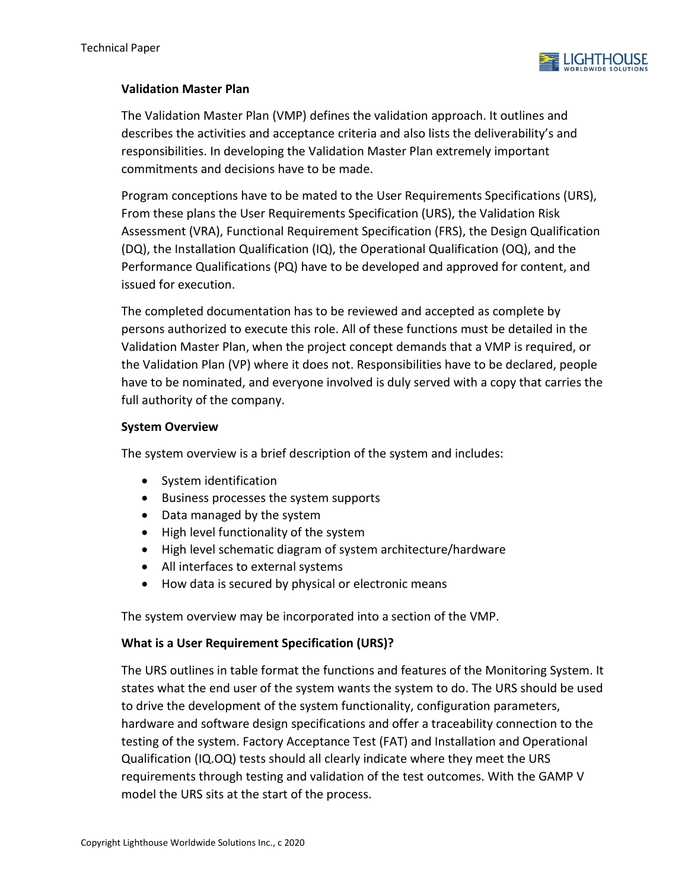**Validation Master Plan**

The Validation Master Plan (VMP) defines the validation approach. It outlines and describes the activities and acceptance criteria and also lists the deliverability's and responsibilities. In developing the Validation Master Plan extremely important commitments and decisions have to be made.

Program conceptions have to be mated to the User Requirements Specifications (URS), From these plans the User Requirements Specification (URS), the Validation Risk Assessment (VRA), Functional Requirement Specification (FRS), the Design Qualification (DQ), the Installation Qualification (IQ), the Operational Qualification (OQ), and the Performance Qualifications (PQ) have to be developed and approved for content, and issued for execution.

The completed documentation has to be reviewed and accepted as complete by persons authorized to execute this role. All of these functions must be detailed in the Validation Master Plan, when the project concept demands that a VMP is required, or the Validation Plan (VP) where it does not. Responsibilities have to be declared, people have to be nominated, and everyone involved is duly served with a copy that carries the full authority of the company.

**System Overview**

The system overview is a brief description of the system and includes:

- System identification
- Business processes the system supports
- Data managed by the system
- High level functionality of the system
- High level schematic diagram of system architecture/hardware
- All interfaces to external systems
- How data is secured by physical or electronic means

The system overview may be incorporated into a section of the VMP.

**What is a User Requirement Specification (URS)?**

The URS outlines in table format the functions and features of the Monitoring System. It states what the end user of the system wants the system to do. The URS should be used to drive the development of the system functionality, configuration parameters, hardware and software design specifications and offer a traceability connection to the testing of the system. Factory Acceptance Test (FAT) and Installation and Operational Qualification (IQ.OQ) tests should all clearly indicate where they meet the URS requirements through testing and validation of the test outcomes. With the GAMP V model the URS sits at the start of the process.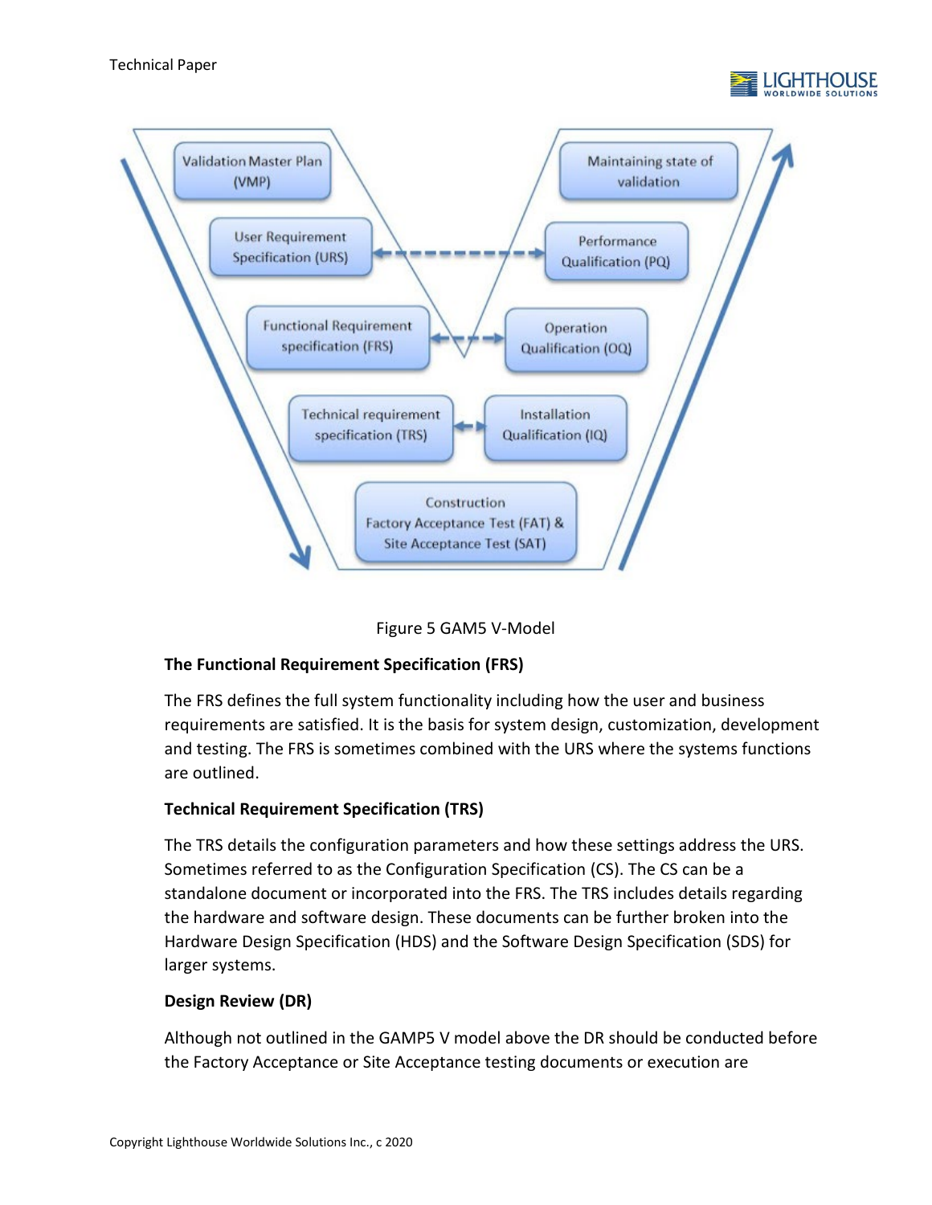Figure 5 GAM5 V-Model

**The Functional Requirement Specification (FRS)**

The FRS defines the full system functionality including how the user and business requirements are satisfied. It is the basis for system design, customization, development and testing. The FRS is sometimes combined with the URS where the systems functions are outlined.

**Technical Requirement Specification (TRS)**

The TRS details the configuration parameters and how these settings address the URS. Sometimes referred to as the Configuration Specification (CS). The CS can be a standalone document or incorporated into the FRS. The TRS includes details regarding the hardware and software design. These documents can be further broken into the Hardware Design Specification (HDS) and the Software Design Specification (SDS) for larger systems.

**Design Review (DR)**

Although not outlined in the GAMP5 V model above the DR should be conducted before the Factory Acceptance or Site Acceptance testing documents or execution are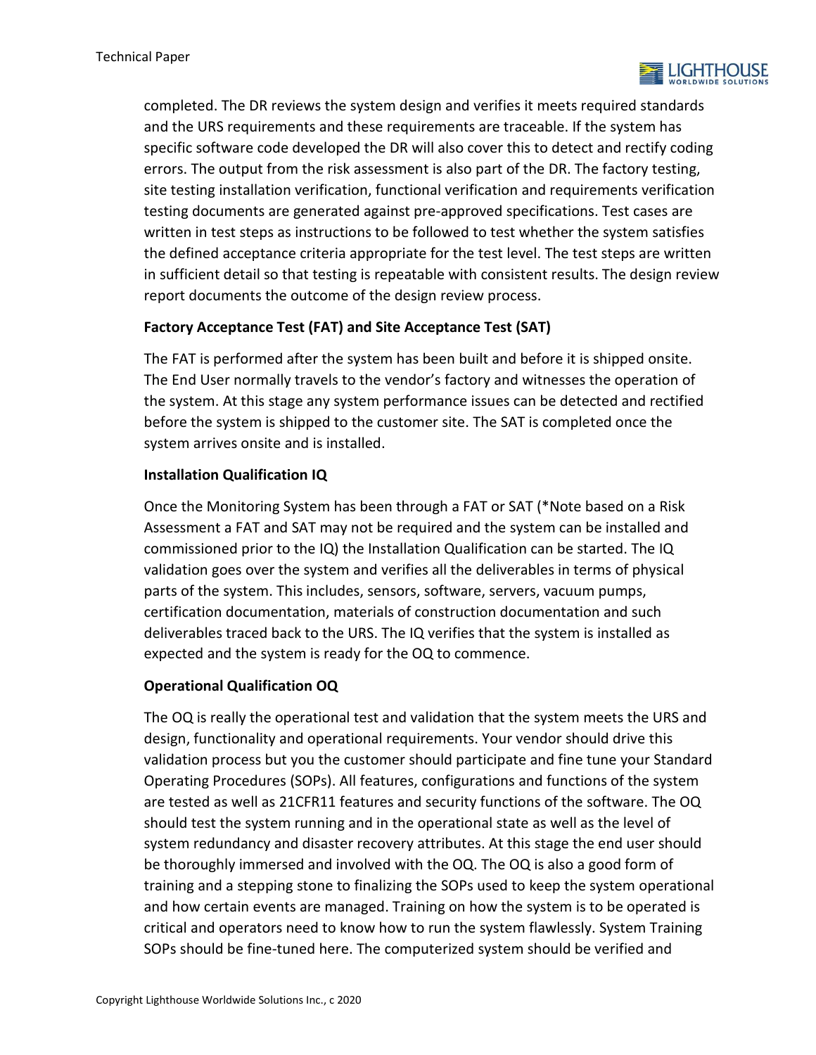completed. The DR reviews the system design and verifies it meets required standards and the URS requirements and these requirements are traceable. If the system has specific software code developed the DR will also cover this to detect and rectify coding errors. The output from the risk assessment is also part of the DR. The factory testing, site testing installation verification, functional verification and requirements verification testing documents are generated against pre-approved specifications. Test cases are written in test steps as instructions to be followed to test whether the system satisfies the defined acceptance criteria appropriate for the test level. The test steps are written in sufficient detail so that testing is repeatable with consistent results. The design review report documents the outcome of the design review process.

**Factory Acceptance Test (FAT) and Site Acceptance Test (SAT)**

The FAT is performed after the system has been built and before it is shipped onsite. The End User normally travels to the vendor's factory and witnesses the operation of the system. At this stage any system performance issues can be detected and rectified before the system is shipped to the customer site. The SAT is completed once the system arrives onsite and is installed.

**Installation Qualification IQ**

Once the Monitoring System has been through a FAT or SAT (*Note based on a Risk Assessment a FAT and SAT may not be required and the system can be installed and commissioned prior to the IQ) the Installation Qualification can be started. The IQ validation goes over the system and verifies all the deliverables in terms of physical parts of the system. This includes, sensors, software, servers, vacuum pumps, certification documentation, materials of construction documentation and such deliverables traced back to the URS. The IQ verifies that the system is installed as expected and the system is ready for the OQ to commence.

**Operational Qualification OQ**

The OQ is really the operational test and validation that the system meets the URS and design, functionality and operational requirements. Your vendor should drive this validation process but you the customer should participate and fine tune your Standard Operating Procedures (SOPs). All features, configurations and functions of the system are tested as well as 21CFR11 features and security functions of the software. The OQ should test the system running and in the operational state as well as the level of system redundancy and disaster recovery attributes. At this stage the end user should be thoroughly immersed and involved with the OQ. The OQ is also a good form of training and a stepping stone to finalizing the SOPs used to keep the system operational and how certain events are managed. Training on how the system is to be operated is critical and operators need to know how to run the system flawlessly. System Training SOPs should be fine-tuned here. The computerized system should be verified and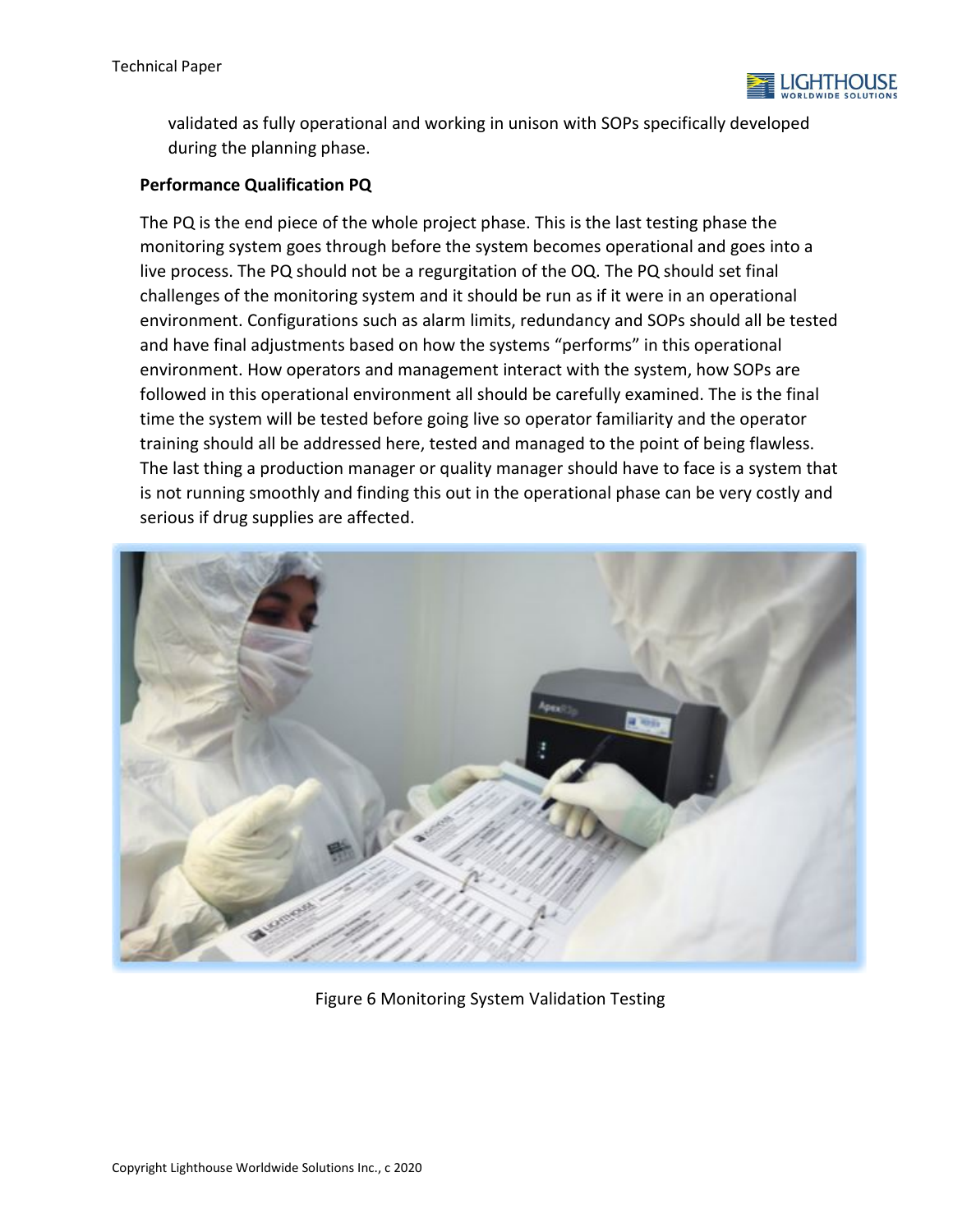validated as fully operational and working in unison with SOPs specifically developed during the planning phase.

**Performance Qualification PQ**

The PQ is the end piece of the whole project phase. This is the last testing phase the monitoring system goes through before the system becomes operational and goes into a live process. The PQ should not be a regurgitation of the OQ. The PQ should set final challenges of the monitoring system and it should be run as if it were in an operational environment. Configurations such as alarm limits, redundancy and SOPs should all be tested and have final adjustments based on how the systems "performs" in this operational environment. How operators and management interact with the system, how SOPs are followed in this operational environment all should be carefully examined. The is the final time the system will be tested before going live so operator familiarity and the operator training should all be addressed here, tested and managed to the point of being flawless. The last thing a production manager or quality manager should have to face is a system that is not running smoothly and finding this out in the operational phase can be very costly and serious if drug supplies are affected.

Figure 6 Monitoring System Validation Testing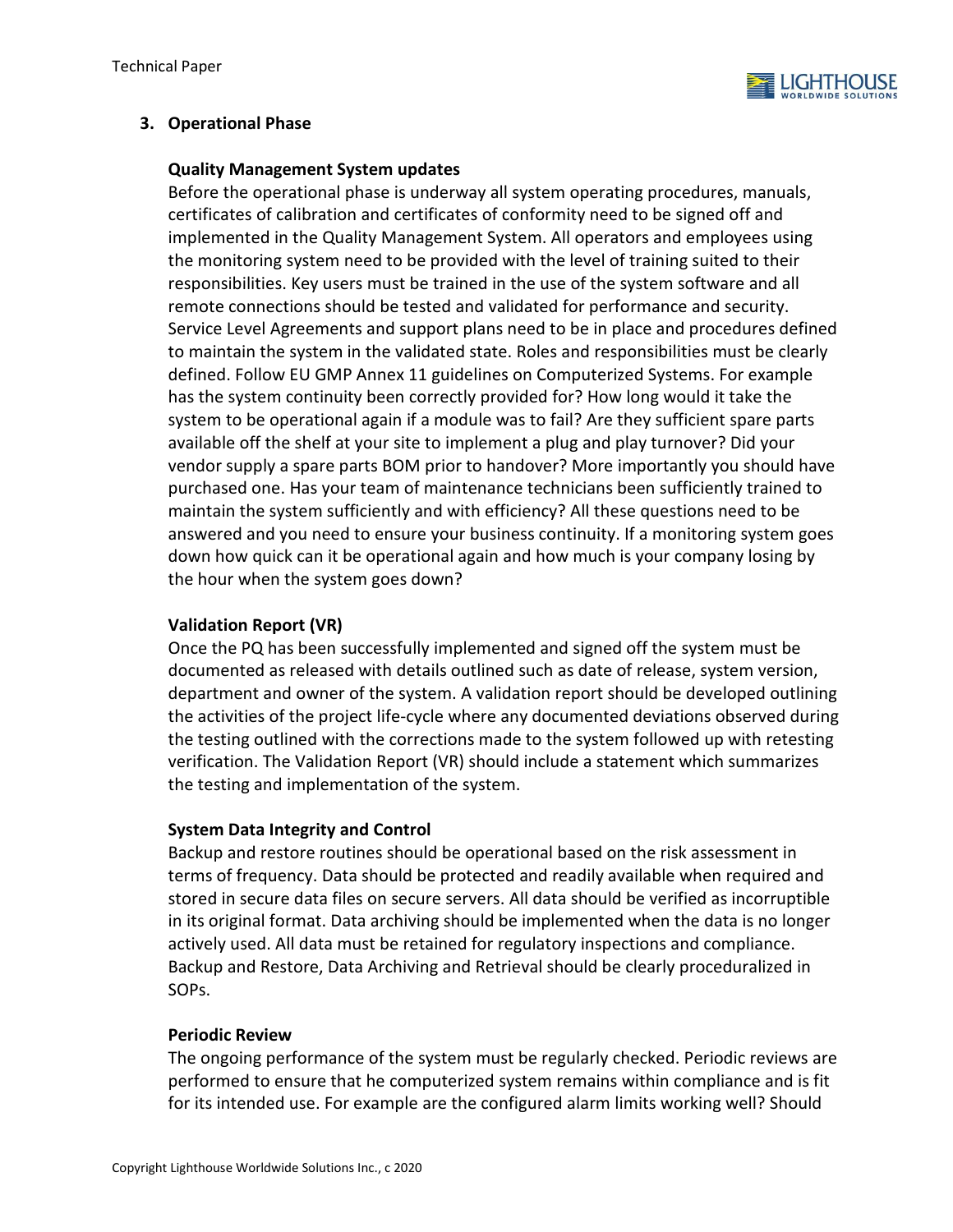## 3. Operational Phase

### Quality Management System updates

Before the operational phase is underway all system operating procedures, manuals, certificates of calibration and certificates of conformity need to be signed off and implemented in the Quality Management System. All operators and employees using the monitoring system need to be provided with the level of training suited to their responsibilities. Key users must be trained in the use of the system software and all remote connections should be tested and validated for performance and security. Service Level Agreements and support plans need to be in place and procedures defined to maintain the system in the validated state. Roles and responsibilities must be clearly defined. Follow EU GMP Annex 11 guidelines on Computerized Systems. For example has the system continuity been correctly provided for? How long would it take the system to be operational again if a module was to fail? Are they sufficient spare parts available off the shelf at your site to implement a plug and play turnover? Did your vendor supply a spare parts BOM prior to handover? More importantly you should have purchased one. Has your team of maintenance technicians been sufficiently trained to maintain the system sufficiently and with efficiency? All these questions need to be answered and you need to ensure your business continuity. If a monitoring system goes down how quick can it be operational again and how much is your company losing by the hour when the system goes down?

### Validation Report (VR)

Once the PQ has been successfully implemented and signed off the system must be documented as released with details outlined such as date of release, system version, department and owner of the system. A validation report should be developed outlining the activities of the project life-cycle where any documented deviations observed during the testing outlined with the corrections made to the system followed up with retesting verification. The Validation Report (VR) should include a statement which summarizes the testing and implementation of the system.

### System Data Integrity and Control

Backup and restore routines should be operational based on the risk assessment in terms of frequency. Data should be protected and readily available when required and stored in secure data files on secure servers. All data should be verified as incorruptible in its original format. Data archiving should be implemented when the data is no longer actively used. All data must be retained for regulatory inspections and compliance. Backup and Restore, Data Archiving and Retrieval should be clearly proceduralized in SOPs.

### Periodic Review

The ongoing performance of the system must be regularly checked. Periodic reviews are performed to ensure that he computerized system remains within compliance and is fit for its intended use. For example are the configured alarm limits working well? Should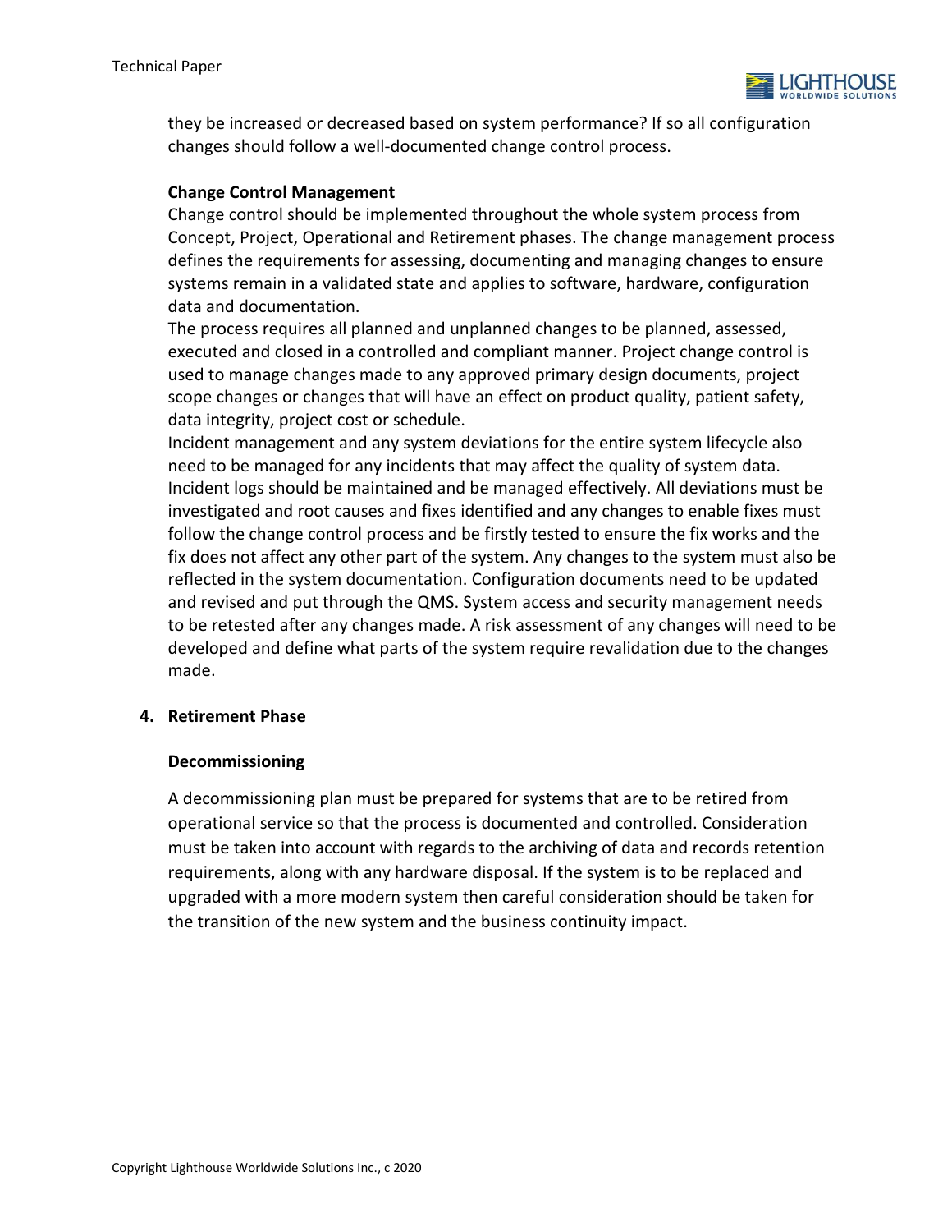they be increased or decreased based on system performance? If so all configuration changes should follow a well-documented change control process.

**Change Control Management**

Change control should be implemented throughout the whole system process from Concept, Project, Operational and Retirement phases. The change management process defines the requirements for assessing, documenting and managing changes to ensure systems remain in a validated state and applies to software, hardware, configuration data and documentation.

The process requires all planned and unplanned changes to be planned, assessed, executed and closed in a controlled and compliant manner. Project change control is used to manage changes made to any approved primary design documents, project scope changes or changes that will have an effect on product quality, patient safety, data integrity, project cost or schedule.

Incident management and any system deviations for the entire system lifecycle also need to be managed for any incidents that may affect the quality of system data. Incident logs should be maintained and be managed effectively. All deviations must be investigated and root causes and fixes identified and any changes to enable fixes must follow the change control process and be firstly tested to ensure the fix works and the fix does not affect any other part of the system. Any changes to the system must also be reflected in the system documentation. Configuration documents need to be updated and revised and put through the QMS. System access and security management needs to be retested after any changes made. A risk assessment of any changes will need to be developed and define what parts of the system require revalidation due to the changes made.

## 4. Retirement Phase

**Decommissioning**

A decommissioning plan must be prepared for systems that are to be retired from operational service so that the process is documented and controlled. Consideration must be taken into account with regards to the archiving of data and records retention requirements, along with any hardware disposal. If the system is to be replaced and upgraded with a more modern system then careful consideration should be taken for the transition of the new system and the business continuity impact.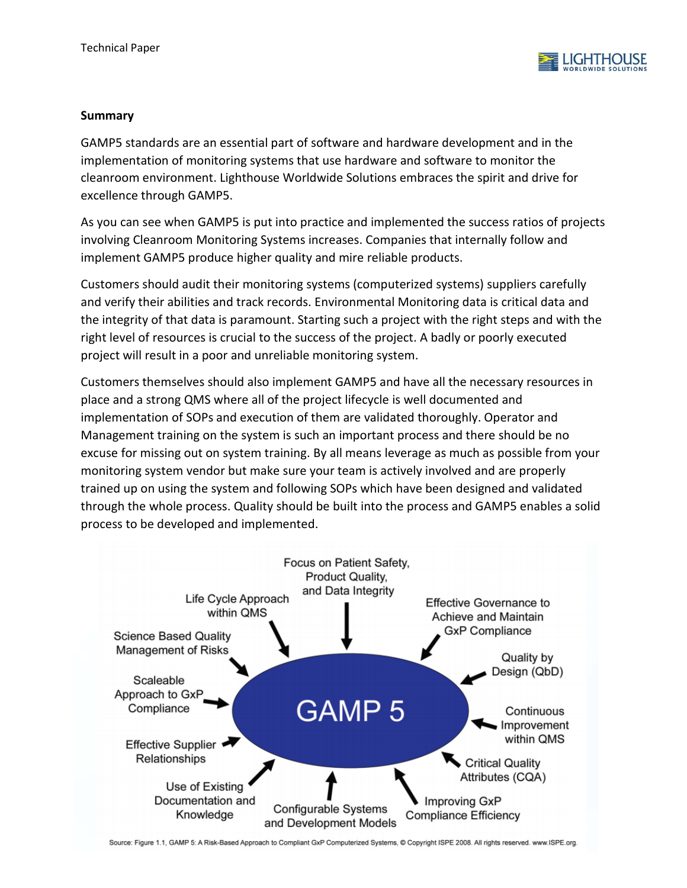## Summary

GAMP5 standards are an essential part of software and hardware development and in the implementation of monitoring systems that use hardware and software to monitor the cleanroom environment. Lighthouse Worldwide Solutions embraces the spirit and drive for excellence through GAMP5.

As you can see when GAMP5 is put into practice and implemented the success ratios of projects involving Cleanroom Monitoring Systems increases. Companies that internally follow and implement GAMP5 produce higher quality and mire reliable products.

Customers should audit their monitoring systems (computerized systems) suppliers carefully and verify their abilities and track records. Environmental Monitoring data is critical data and the integrity of that data is paramount. Starting such a project with the right steps and with the right level of resources is crucial to the success of the project. A badly or poorly executed project will result in a poor and unreliable monitoring system.

Customers themselves should also implement GAMP5 and have all the necessary resources in place and a strong QMS where all of the project lifecycle is well documented and implementation of SOPs and execution of them are validated thoroughly. Operator and Management training on the system is such an important process and there should be no excuse for missing out on system training. By all means leverage as much as possible from your monitoring system vendor but make sure your team is actively involved and are properly trained up on using the system and following SOPs which have been designed and validated through the whole process. Quality should be built into the process and GAMP5 enables a solid process to be developed and implemented.

GAMP 5

Focus on Patient Safety, Product Quality, and Data Integrity

Effective Governance to Achieve and Maintain GxP Compliance

Quality by Design (QbD)

Continuous Improvement within QMS

Critical Quality Attributes (CQA)

Improving GxP Compliance Efficiency

Configurable Systems and Development Models

Use of Existing Documentation and Knowledge

Effective Supplier Relationships

Scaleable Approach to GxP Compliance

Science Based Quality Management of Risks

Life Cycle Approach within QMS

Source: Figure 1.1, GAMP 5: A Risk-Based Approach to Compliant GxP Computerized Systems, © Copyright ISPE 2008. All rights reserved. www.ISPE.org.